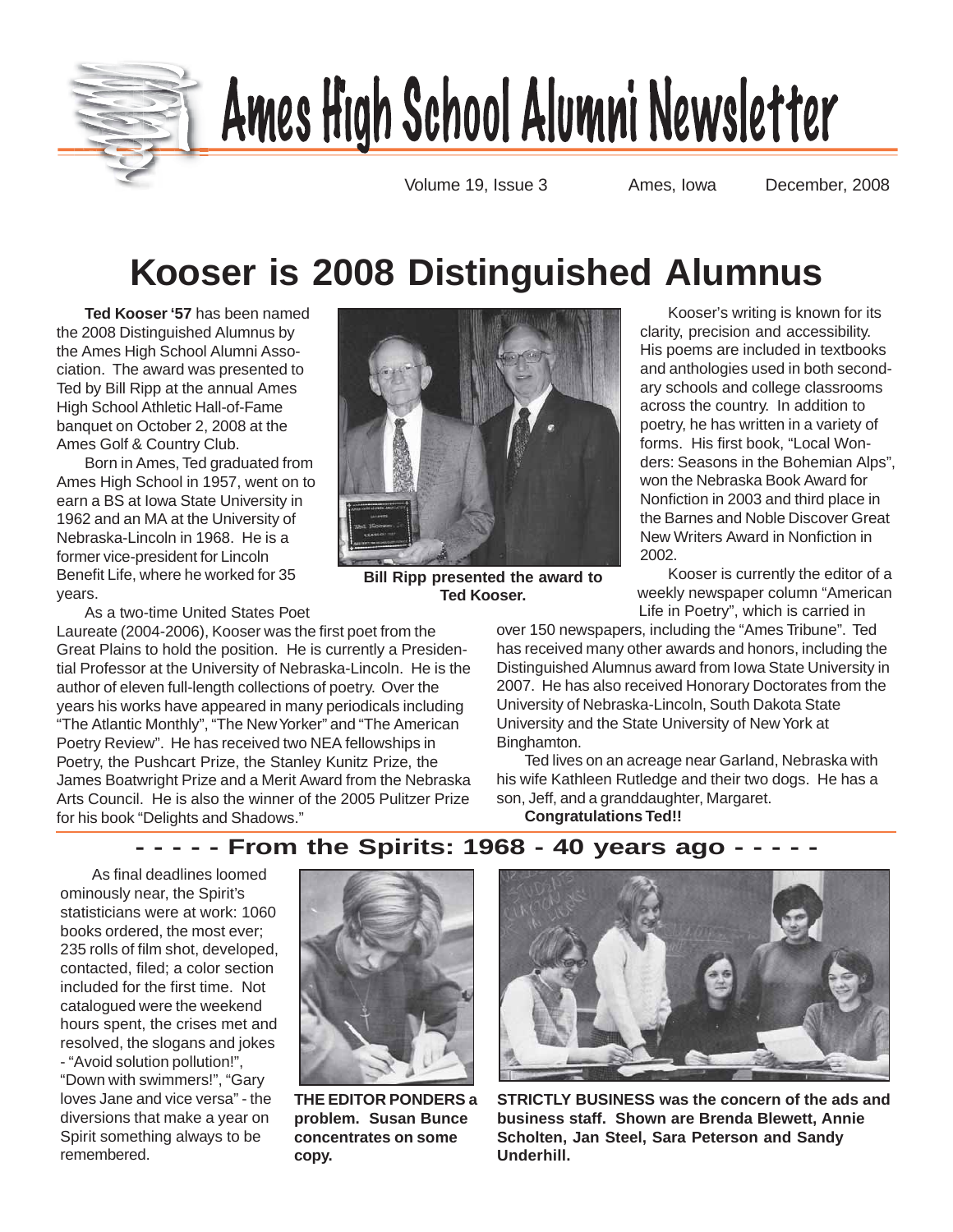# Ames High School Alumni Newsletter

Volume 19, Issue 3 Ames, Iowa December, 2008

# Kooser is 2008 Distinguished Alumnus

**Ted Kooser '57** has been named the 2008 Distinguished Alumnus by the Ames High School Alumni Association. The award was presented to Ted by Bill Ripp at the annual Ames High School Athletic Hall-of-Fame banquet on October 2, 2008 at the Ames Golf & Country Club.

Born in Ames, Ted graduated from Ames High School in 1957, went on to earn a BS at Iowa State University in 1962 and an MA at the University of Nebraska-Lincoln in 1968. He is a former vice-president for Lincoln Benefit Life, where he worked for 35 years.

As a two-time United States Poet Laureate (2004-2006), Kooser was the first poet from the Great Plains to hold the position. He is currently a Presidential Professor at the University of Nebraska-Lincoln. He is the author of eleven full-length collections of poetry. Over the years his works have appeared in many periodicals including "The Atlantic Monthly", "The New Yorker" and "The American Poetry Review". He has received two NEA fellowships in Poetry, the Pushcart Prize, the Stanley Kunitz Prize, the James Boatwright Prize and a Merit Award from the Nebraska Arts Council. He is also the winner of the 2005 Pulitzer Prize for his book "Delights and Shadows."

**Bill Ripp presented the award to Ted Kooser.**

Kooser's writing is known for its clarity, precision and accessibility. His poems are included in textbooks and anthologies used in both secondary schools and college classrooms across the country. In addition to poetry, he has written in a variety of forms. His first book, "Local Wonders: Seasons in the Bohemian Alps", won the Nebraska Book Award for Nonfiction in 2003 and third place in the Barnes and Noble Discover Great New Writers Award in Nonfiction in 2002.

Kooser is currently the editor of a weekly newspaper column "American Life in Poetry", which is carried in over 150 newspapers, including the "Ames Tribune". Ted has received many other awards and honors, including the Distinguished Alumnus award from Iowa State University in 2007. He has also received Honorary Doctorates from the University of Nebraska-Lincoln, South Dakota State University and the State University of New York at Binghamton.

Ted lives on an acreage near Garland, Nebraska with his wife Kathleen Rutledge and their two dogs. He has a son, Jeff, and a granddaughter, Margaret.

**Congratulations Ted!!**

## - - - - - From the Spirits: 1968 - 40 years ago - - - - -

As final deadlines loomed ominously near, the Spirit's statisticians were at work: 1060 books ordered, the most ever; 235 rolls of film shot, developed, contacted, filed; a color section included for the first time. Not catalogued were the weekend hours spent, the crises met and resolved, the slogans and jokes - "Avoid solution pollution!", "Down with swimmers!", "Gary loves Jane and vice versa" - the diversions that make a year on Spirit something always to be remembered.

**THE EDITOR PONDERS a problem. Susan Bunce concentrates on some copy.**

**STRICTLY BUSINESS was the concern of the ads and business staff. Shown are Brenda Blewett, Annie Scholten, Jan Steel, Sara Peterson and Sandy Underhill.**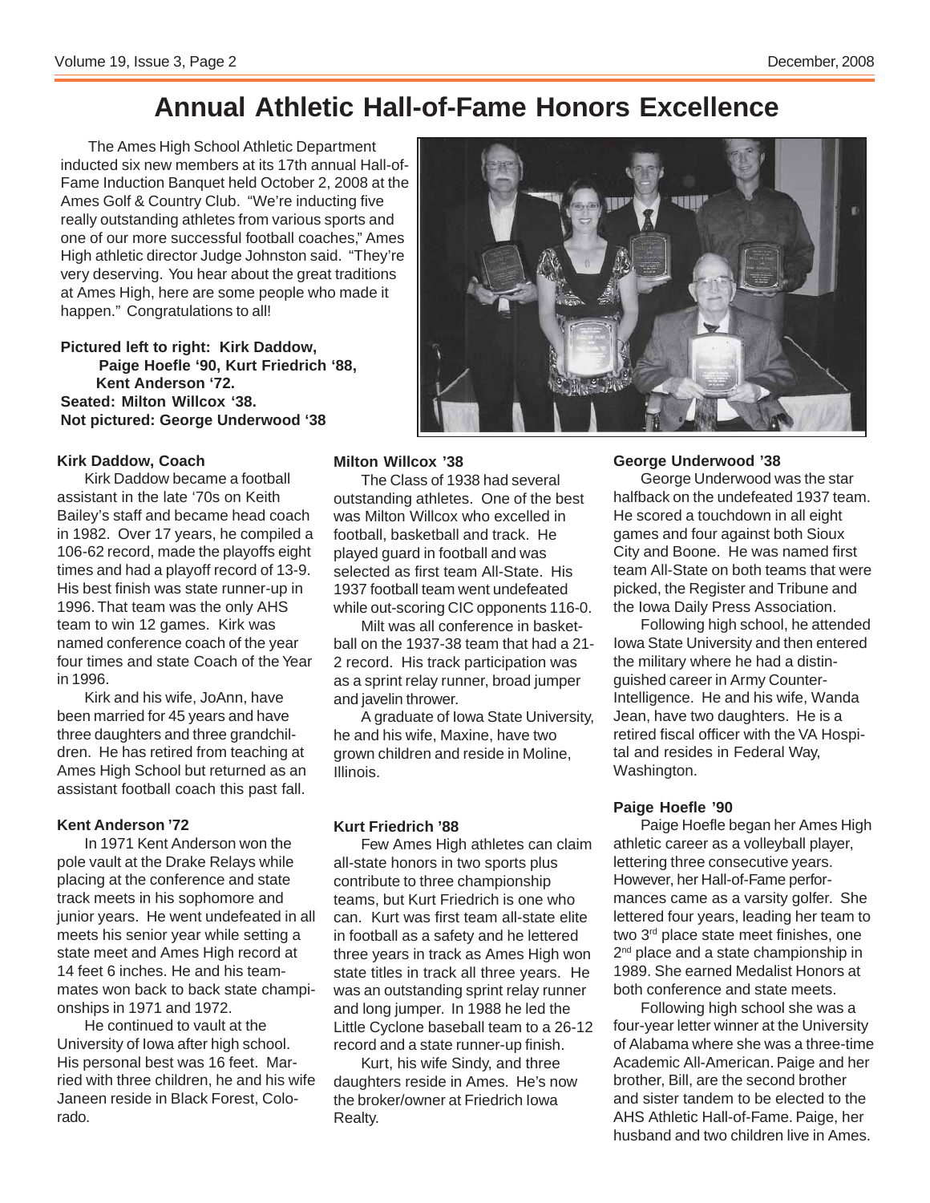# Annual Athletic Hall-of-Fame Honors Excellence

The Ames High School Athletic Department inducted six new members at its 17th annual Hall-of-Fame Induction Banquet held October 2, 2008 at the Ames Golf & Country Club. "We're inducting five really outstanding athletes from various sports and one of our more successful football coaches," Ames High athletic director Judge Johnston said. "They're very deserving. You hear about the great traditions at Ames High, here are some people who made it happen." Congratulations to all!

**Pictured left to right: Kirk Daddow, Paige Hoefle '90, Kurt Friedrich '88, Kent Anderson '72.**
**Seated: Milton Willcox '38.**
**Not pictured: George Underwood '38**

### Kirk Daddow, Coach

Kirk Daddow became a football assistant in the late '70s on Keith Bailey's staff and became head coach in 1982. Over 17 years, he compiled a 106-62 record, made the playoffs eight times and had a playoff record of 13-9. His best finish was state runner-up in 1996. That team was the only AHS team to win 12 games. Kirk was named conference coach of the year four times and state Coach of the Year in 1996.

Kirk and his wife, JoAnn, have been married for 45 years and have three daughters and three grandchildren. He has retired from teaching at Ames High School but returned as an assistant football coach this past fall.

### Kent Anderson '72

In 1971 Kent Anderson won the pole vault at the Drake Relays while placing at the conference and state track meets in his sophomore and junior years. He went undefeated in all meets his senior year while setting a state meet and Ames High record at 14 feet 6 inches. He and his teammates won back to back state championships in 1971 and 1972.

He continued to vault at the University of Iowa after high school. His personal best was 16 feet. Married with three children, he and his wife Janeen reside in Black Forest, Colorado.

### Milton Willcox '38

The Class of 1938 had several outstanding athletes. One of the best was Milton Willcox who excelled in football, basketball and track. He played guard in football and was selected as first team All-State. His 1937 football team went undefeated while out-scoring CIC opponents 116-0.

Milt was all conference in basketball on the 1937-38 team that had a 21-2 record. His track participation was as a sprint relay runner, broad jumper and javelin thrower.

A graduate of Iowa State University, he and his wife, Maxine, have two grown children and reside in Moline, Illinois.

### Kurt Friedrich '88

Few Ames High athletes can claim all-state honors in two sports plus contribute to three championship teams, but Kurt Friedrich is one who can. Kurt was first team all-state elite in football as a safety and he lettered three years in track as Ames High won state titles in track all three years. He was an outstanding sprint relay runner and long jumper. In 1988 he led the Little Cyclone baseball team to a 26-12 record and a state runner-up finish.

Kurt, his wife Sindy, and three daughters reside in Ames. He's now the broker/owner at Friedrich Iowa Realty.

### George Underwood '38

George Underwood was the star halfback on the undefeated 1937 team. He scored a touchdown in all eight games and four against both Sioux City and Boone. He was named first team All-State on both teams that were picked, the Register and Tribune and the Iowa Daily Press Association.

Following high school, he attended Iowa State University and then entered the military where he had a distinguished career in Army Counter-Intelligence. He and his wife, Wanda Jean, have two daughters. He is a retired fiscal officer with the VA Hospital and resides in Federal Way, Washington.

### Paige Hoefle '90

Paige Hoefle began her Ames High athletic career as a volleyball player, lettering three consecutive years. However, her Hall-of-Fame performances came as a varsity golfer. She lettered four years, leading her team to two 3rd place state meet finishes, one 2nd place and a state championship in 1989. She earned Medalist Honors at both conference and state meets.

Following high school she was a four-year letter winner at the University of Alabama where she was a three-time Academic All-American. Paige and her brother, Bill, are the second brother and sister tandem to be elected to the AHS Athletic Hall-of-Fame. Paige, her husband and two children live in Ames.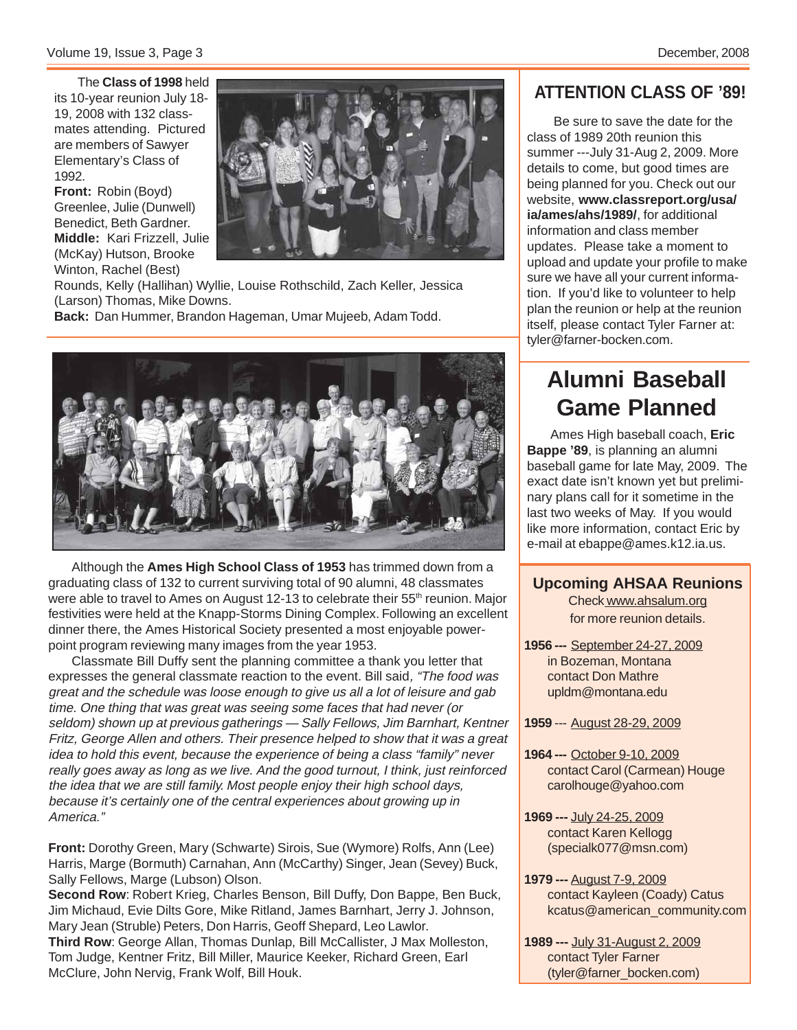The **Class of 1998** held its 10-year reunion July 18-19, 2008 with 132 classmates attending. Pictured are members of Sawyer Elementary's Class of 1992.

**Front:** Robin (Boyd) Greenlee, Julie (Dunwell) Benedict, Beth Gardner.
**Middle:** Kari Frizzell, Julie (McKay) Hutson, Brooke Winton, Rachel (Best) Rounds, Kelly (Hallihan) Wyllie, Louise Rothschild, Zach Keller, Jessica (Larson) Thomas, Mike Downs.
**Back:** Dan Hummer, Brandon Hageman, Umar Mujeeb, Adam Todd.

Although the **Ames High School Class of 1953** has trimmed down from a graduating class of 132 to current surviving total of 90 alumni, 48 classmates were able to travel to Ames on August 12-13 to celebrate their 55th reunion. Major festivities were held at the Knapp-Storms Dining Complex. Following an excellent dinner there, the Ames Historical Society presented a most enjoyable power-point program reviewing many images from the year 1953.

Classmate Bill Duffy sent the planning committee a thank you letter that expresses the general classmate reaction to the event. Bill said, *"The food was great and the schedule was loose enough to give us all a lot of leisure and gab time. One thing that was great was seeing some faces that had never (or seldom) shown up at previous gatherings — Sally Fellows, Jim Barnhart, Kentner Fritz, George Allen and others. Their presence helped to show that it was a great idea to hold this event, because the experience of being a class "family" never really goes away as long as we live. And the good turnout, I think, just reinforced the idea that we are still family. Most people enjoy their high school days, because it's certainly one of the central experiences about growing up in America."*

**Front:** Dorothy Green, Mary (Schwarte) Sirois, Sue (Wymore) Rolfs, Ann (Lee) Harris, Marge (Bormuth) Carnahan, Ann (McCarthy) Singer, Jean (Sevey) Buck, Sally Fellows, Marge (Lubson) Olson.
**Second Row**: Robert Krieg, Charles Benson, Bill Duffy, Don Bappe, Ben Buck, Jim Michaud, Evie Dilts Gore, Mike Ritland, James Barnhart, Jerry J. Johnson, Mary Jean (Struble) Peters, Don Harris, Geoff Shepard, Leo Lawlor.
**Third Row**: George Allan, Thomas Dunlap, Bill McCallister, J Max Molleston, Tom Judge, Kentner Fritz, Bill Miller, Maurice Keeker, Richard Green, Earl McClure, John Nervig, Frank Wolf, Bill Houk.

## ATTENTION CLASS OF '89!

Be sure to save the date for the class of 1989 20th reunion this summer ---July 31-Aug 2, 2009. More details to come, but good times are being planned for you. Check out our website, **www.classreport.org/usa/ia/ames/ahs/1989/**, for additional information and class member updates. Please take a moment to upload and update your profile to make sure we have all your current information. If you'd like to volunteer to help plan the reunion or help at the reunion itself, please contact Tyler Farner at: tyler@farner-bocken.com.

## Alumni Baseball Game Planned

Ames High baseball coach, **Eric Bappe '89**, is planning an alumni baseball game for late May, 2009. The exact date isn't known yet but preliminary plans call for it sometime in the last two weeks of May. If you would like more information, contact Eric by e-mail at ebappe@ames.k12.ia.us.

### Upcoming AHSAA Reunions

Check www.ahsalum.org for more reunion details.

**1956 ---** September 24-27, 2009
in Bozeman, Montana
contact Don Mathre
upldm@montana.edu

**1959** --- August 28-29, 2009

**1964 ---** October 9-10, 2009
contact Carol (Carmean) Houge
carolhouge@yahoo.com

**1969 ---** July 24-25, 2009
contact Karen Kellogg
(specialk077@msn.com)

**1979 ---** August 7-9, 2009
contact Kayleen (Coady) Catus
kcatus@american_community.com

**1989 ---** July 31-August 2, 2009
contact Tyler Farner
(tyler@farner_bocken.com)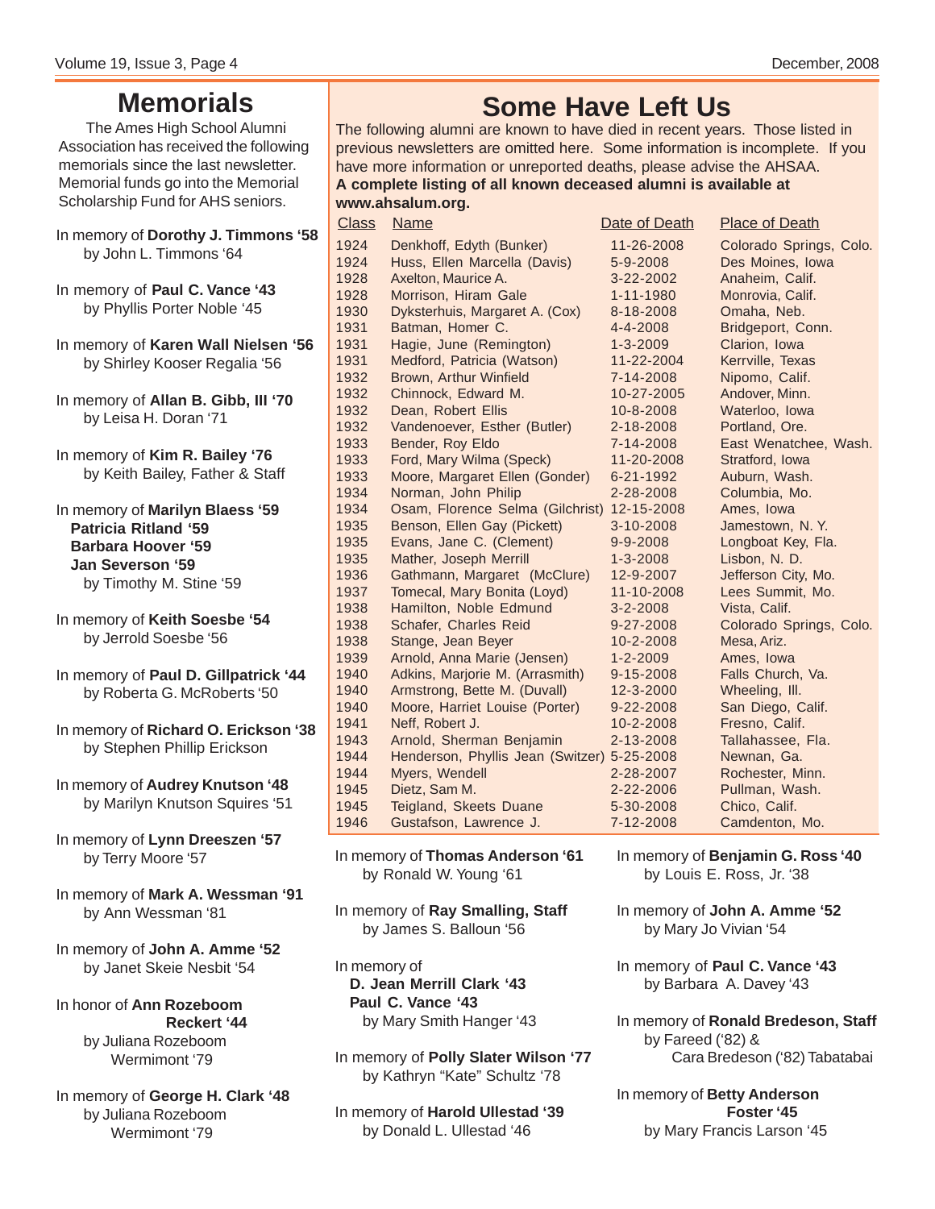# Memorials

The Ames High School Alumni Association has received the following memorials since the last newsletter. Memorial funds go into the Memorial Scholarship Fund for AHS seniors.

In memory of **Dorothy J. Timmons '58**
by John L. Timmons '64

In memory of **Paul C. Vance '43**
by Phyllis Porter Noble '45

In memory of **Karen Wall Nielsen '56**
by Shirley Kooser Regalia '56

In memory of **Allan B. Gibb, III '70**
by Leisa H. Doran '71

In memory of **Kim R. Bailey '76**
by Keith Bailey, Father & Staff

In memory of **Marilyn Blaess '59**
**Patricia Ritland '59**
**Barbara Hoover '59**
**Jan Severson '59**
by Timothy M. Stine '59

In memory of **Keith Soesbe '54**
by Jerrold Soesbe '56

In memory of **Paul D. Gillpatrick '44**
by Roberta G. McRoberts '50

In memory of **Richard O. Erickson '38**
by Stephen Phillip Erickson

In memory of **Audrey Knutson '48**
by Marilyn Knutson Squires '51

In memory of **Lynn Dreeszen '57**
by Terry Moore '57

In memory of **Mark A. Wessman '91**
by Ann Wessman '81

In memory of **John A. Amme '52**
by Janet Skeie Nesbit '54

In honor of **Ann Rozeboom Reckert '44**
by Juliana Rozeboom Wermimont '79

In memory of **George H. Clark '48**
by Juliana Rozeboom Wermimont '79

# Some Have Left Us

The following alumni are known to have died in recent years. Those listed in previous newsletters are omitted here. Some information is incomplete. If you have more information or unreported deaths, please advise the AHSAA.
**A complete listing of all known deceased alumni is available at www.ahsalum.org.**

| Class | Name | Date of Death | Place of Death |
|---|---|---|---|
| 1924 | Denkhoff, Edyth (Bunker) | 11-26-2008 | Colorado Springs, Colo. |
| 1924 | Huss, Ellen Marcella (Davis) | 5-9-2008 | Des Moines, Iowa |
| 1928 | Axelton, Maurice A. | 3-22-2002 | Anaheim, Calif. |
| 1928 | Morrison, Hiram Gale | 1-11-1980 | Monrovia, Calif. |
| 1930 | Dyksterhuis, Margaret A. (Cox) | 8-18-2008 | Omaha, Neb. |
| 1931 | Batman, Homer C. | 4-4-2008 | Bridgeport, Conn. |
| 1931 | Hagie, June (Remington) | 1-3-2009 | Clarion, Iowa |
| 1931 | Medford, Patricia (Watson) | 11-22-2004 | Kerrville, Texas |
| 1932 | Brown, Arthur Winfield | 7-14-2008 | Nipomo, Calif. |
| 1932 | Chinnock, Edward M. | 10-27-2005 | Andover, Minn. |
| 1932 | Dean, Robert Ellis | 10-8-2008 | Waterloo, Iowa |
| 1932 | Vandenoever, Esther (Butler) | 2-18-2008 | Portland, Ore. |
| 1933 | Bender, Roy Eldo | 7-14-2008 | East Wenatchee, Wash. |
| 1933 | Ford, Mary Wilma (Speck) | 11-20-2008 | Stratford, Iowa |
| 1933 | Moore, Margaret Ellen (Gonder) | 6-21-1992 | Auburn, Wash. |
| 1934 | Norman, John Philip | 2-28-2008 | Columbia, Mo. |
| 1934 | Osam, Florence Selma (Gilchrist) | 12-15-2008 | Ames, Iowa |
| 1935 | Benson, Ellen Gay (Pickett) | 3-10-2008 | Jamestown, N. Y. |
| 1935 | Evans, Jane C. (Clement) | 9-9-2008 | Longboat Key, Fla. |
| 1935 | Mather, Joseph Merrill | 1-3-2008 | Lisbon, N. D. |
| 1936 | Gathmann, Margaret (McClure) | 12-9-2007 | Jefferson City, Mo. |
| 1937 | Tomecal, Mary Bonita (Loyd) | 11-10-2008 | Lees Summit, Mo. |
| 1938 | Hamilton, Noble Edmund | 3-2-2008 | Vista, Calif. |
| 1938 | Schafer, Charles Reid | 9-27-2008 | Colorado Springs, Colo. |
| 1938 | Stange, Jean Beyer | 10-2-2008 | Mesa, Ariz. |
| 1939 | Arnold, Anna Marie (Jensen) | 1-2-2009 | Ames, Iowa |
| 1940 | Adkins, Marjorie M. (Arrasmith) | 9-15-2008 | Falls Church, Va. |
| 1940 | Armstrong, Bette M. (Duvall) | 12-3-2000 | Wheeling, Ill. |
| 1940 | Moore, Harriet Louise (Porter) | 9-22-2008 | San Diego, Calif. |
| 1941 | Neff, Robert J. | 10-2-2008 | Fresno, Calif. |
| 1943 | Arnold, Sherman Benjamin | 2-13-2008 | Tallahassee, Fla. |
| 1944 | Henderson, Phyllis Jean (Switzer) | 5-25-2008 | Newnan, Ga. |
| 1944 | Myers, Wendell | 2-28-2007 | Rochester, Minn. |
| 1945 | Dietz, Sam M. | 2-22-2006 | Pullman, Wash. |
| 1945 | Teigland, Skeets Duane | 5-30-2008 | Chico, Calif. |
| 1946 | Gustafson, Lawrence J. | 7-12-2008 | Camdenton, Mo. |

In memory of **Thomas Anderson '61**
by Ronald W. Young '61

In memory of **Ray Smalling, Staff**
by James S. Balloun '56

In memory of
**D. Jean Merrill Clark '43**
**Paul C. Vance '43**
by Mary Smith Hanger '43

In memory of **Polly Slater Wilson '77**
by Kathryn "Kate" Schultz '78

In memory of **Harold Ullestad '39**
by Donald L. Ullestad '46

In memory of **Benjamin G. Ross '40**
by Louis E. Ross, Jr. '38

In memory of **John A. Amme '52**
by Mary Jo Vivian '54

In memory of **Paul C. Vance '43**
by Barbara A. Davey '43

In memory of **Ronald Bredeson, Staff**
by Fareed ('82) & Cara Bredeson ('82) Tabatabai

In memory of **Betty Anderson Foster '45**
by Mary Francis Larson '45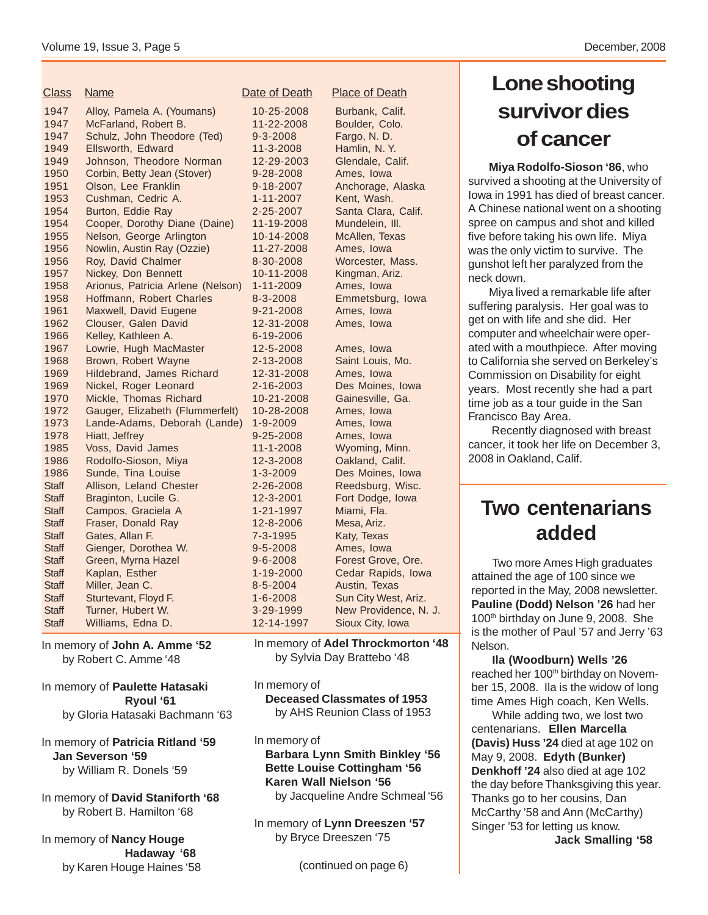| Class | Name | Date of Death | Place of Death |
|---|---|---|---|
| 1947 | Alloy, Pamela A. (Youmans) | 10-25-2008 | Burbank, Calif. |
| 1947 | McFarland, Robert B. | 11-22-2008 | Boulder, Colo. |
| 1947 | Schulz, John Theodore (Ted) | 9-3-2008 | Fargo, N. D. |
| 1949 | Ellsworth, Edward | 11-3-2008 | Hamlin, N. Y. |
| 1949 | Johnson, Theodore Norman | 12-29-2003 | Glendale, Calif. |
| 1950 | Corbin, Betty Jean (Stover) | 9-28-2008 | Ames, Iowa |
| 1951 | Olson, Lee Franklin | 9-18-2007 | Anchorage, Alaska |
| 1953 | Cushman, Cedric A. | 1-11-2007 | Kent, Wash. |
| 1954 | Burton, Eddie Ray | 2-25-2007 | Santa Clara, Calif. |
| 1954 | Cooper, Dorothy Diane (Daine) | 11-19-2008 | Mundelein, Ill. |
| 1955 | Nelson, George Arlington | 10-14-2008 | McAllen, Texas |
| 1956 | Nowlin, Austin Ray (Ozzie) | 11-27-2008 | Ames, Iowa |
| 1956 | Roy, David Chalmer | 8-30-2008 | Worcester, Mass. |
| 1957 | Nickey, Don Bennett | 10-11-2008 | Kingman, Ariz. |
| 1958 | Arionus, Patricia Arlene (Nelson) | 1-11-2009 | Ames, Iowa |
| 1958 | Hoffmann, Robert Charles | 8-3-2008 | Emmetsburg, Iowa |
| 1961 | Maxwell, David Eugene | 9-21-2008 | Ames, Iowa |
| 1962 | Clouser, Galen David | 12-31-2008 | Ames, Iowa |
| 1966 | Kelley, Kathleen A. | 6-19-2006 | |
| 1967 | Lowrie, Hugh MacMaster | 12-5-2008 | Ames, Iowa |
| 1968 | Brown, Robert Wayne | 2-13-2008 | Saint Louis, Mo. |
| 1969 | Hildebrand, James Richard | 12-31-2008 | Ames, Iowa |
| 1969 | Nickel, Roger Leonard | 2-16-2003 | Des Moines, Iowa |
| 1970 | Mickle, Thomas Richard | 10-21-2008 | Gainesville, Ga. |
| 1972 | Gauger, Elizabeth (Flummerfelt) | 10-28-2008 | Ames, Iowa |
| 1973 | Lande-Adams, Deborah (Lande) | 1-9-2009 | Ames, Iowa |
| 1978 | Hiatt, Jeffrey | 9-25-2008 | Ames, Iowa |
| 1985 | Voss, David James | 11-1-2008 | Wyoming, Minn. |
| 1986 | Rodolfo-Sioson, Miya | 12-3-2008 | Oakland, Calif. |
| 1986 | Sunde, Tina Louise | 1-3-2009 | Des Moines, Iowa |
| Staff | Allison, Leland Chester | 2-26-2008 | Reedsburg, Wisc. |
| Staff | Braginton, Lucile G. | 12-3-2001 | Fort Dodge, Iowa |
| Staff | Campos, Graciela A | 1-21-1997 | Miami, Fla. |
| Staff | Fraser, Donald Ray | 12-8-2006 | Mesa, Ariz. |
| Staff | Gates, Allan F. | 7-3-1995 | Katy, Texas |
| Staff | Gienger, Dorothea W. | 9-5-2008 | Ames, Iowa |
| Staff | Green, Myrna Hazel | 9-6-2008 | Forest Grove, Ore. |
| Staff | Kaplan, Esther | 1-19-2000 | Cedar Rapids, Iowa |
| Staff | Miller, Jean C. | 8-5-2004 | Austin, Texas |
| Staff | Sturtevant, Floyd F. | 1-6-2008 | Sun City West, Ariz. |
| Staff | Turner, Hubert W. | 3-29-1999 | New Providence, N. J. |
| Staff | Williams, Edna D. | 12-14-1997 | Sioux City, Iowa |

In memory of **John A. Amme '52**
by Robert C. Amme '48

In memory of **Paulette Hatasaki Ryoul '61**
by Gloria Hatasaki Bachmann '63

In memory of **Patricia Ritland '59**
**Jan Severson '59**
by William R. Donels '59

In memory of **David Staniforth '68**
by Robert B. Hamilton '68

In memory of **Nancy Houge Hadaway '68**
by Karen Houge Haines '58

In memory of **Adel Throckmorton '48**
by Sylvia Day Brattebo '48

In memory of
**Deceased Classmates of 1953**
by AHS Reunion Class of 1953

In memory of
**Barbara Lynn Smith Binkley '56**
**Bette Louise Cottingham '56**
**Karen Wall Nielson '56**
by Jacqueline Andre Schmeal '56

In memory of **Lynn Dreeszen '57**
by Bryce Dreeszen '75

(continued on page 6)

# Lone shooting survivor dies of cancer

**Miya Rodolfo-Sioson '86**, who survived a shooting at the University of Iowa in 1991 has died of breast cancer. A Chinese national went on a shooting spree on campus and shot and killed five before taking his own life. Miya was the only victim to survive. The gunshot left her paralyzed from the neck down.

Miya lived a remarkable life after suffering paralysis. Her goal was to get on with life and she did. Her computer and wheelchair were operated with a mouthpiece. After moving to California she served on Berkeley's Commission on Disability for eight years. Most recently she had a part time job as a tour guide in the San Francisco Bay Area.

Recently diagnosed with breast cancer, it took her life on December 3, 2008 in Oakland, Calif.

# Two centenarians added

Two more Ames High graduates attained the age of 100 since we reported in the May, 2008 newsletter. **Pauline (Dodd) Nelson '26** had her 100th birthday on June 9, 2008. She is the mother of Paul '57 and Jerry '63 Nelson.

**Ila (Woodburn) Wells '26** reached her 100th birthday on November 15, 2008. Ila is the widow of long time Ames High coach, Ken Wells.

While adding two, we lost two centenarians. **Ellen Marcella (Davis) Huss '24** died at age 102 on May 9, 2008. **Edyth (Bunker) Denkhoff '24** also died at age 102 the day before Thanksgiving this year. Thanks go to her cousins, Dan McCarthy '58 and Ann (McCarthy) Singer '53 for letting us know.

**Jack Smalling '58**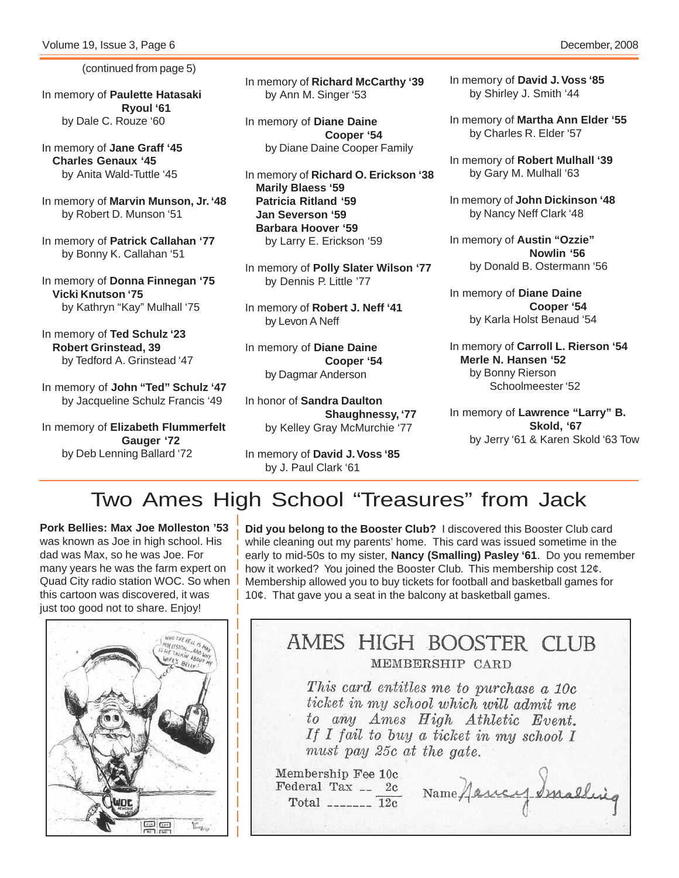(continued from page 5)

In memory of **Paulette Hatasaki Ryoul '61**
by Dale C. Rouze '60

In memory of **Jane Graff '45**
**Charles Genaux '45**
by Anita Wald-Tuttle '45

In memory of **Marvin Munson, Jr. '48**
by Robert D. Munson '51

In memory of **Patrick Callahan '77**
by Bonny K. Callahan '51

In memory of **Donna Finnegan '75**
**Vicki Knutson '75**
by Kathryn "Kay" Mulhall '75

In memory of **Ted Schulz '23**
**Robert Grinstead, 39**
by Tedford A. Grinstead '47

In memory of **John "Ted" Schulz '47**
by Jacqueline Schulz Francis '49

In memory of **Elizabeth Flummerfelt Gauger '72**
by Deb Lenning Ballard '72

In memory of **Richard McCarthy '39**
by Ann M. Singer '53

In memory of **Diane Daine Cooper '54**
by Diane Daine Cooper Family

In memory of **Richard O. Erickson '38**
**Marily Blaess '59**
**Patricia Ritland '59**
**Jan Severson '59**
**Barbara Hoover '59**
by Larry E. Erickson '59

In memory of **Polly Slater Wilson '77**
by Dennis P. Little '77

In memory of **Robert J. Neff '41**
by Levon A Neff

In memory of **Diane Daine Cooper '54**
by Dagmar Anderson

In honor of **Sandra Daulton Shaughnessy, '77**
by Kelley Gray McMurchie '77

In memory of **David J. Voss '85**
by J. Paul Clark '61

In memory of **David J. Voss '85**
by Shirley J. Smith '44

In memory of **Martha Ann Elder '55**
by Charles R. Elder '57

In memory of **Robert Mulhall '39**
by Gary M. Mulhall '63

In memory of **John Dickinson '48**
by Nancy Neff Clark '48

In memory of **Austin "Ozzie" Nowlin '56**
by Donald B. Ostermann '56

In memory of **Diane Daine Cooper '54**
by Karla Holst Benaud '54

In memory of **Carroll L. Rierson '54**
**Merle N. Hansen '52**
by Bonny Rierson Schoolmeester '52

In memory of **Lawrence "Larry" B. Skold, '67**
by Jerry '61 & Karen Skold '63 Tow

# Two Ames High School "Treasures" from Jack

**Pork Bellies: Max Joe Molleston '53** was known as Joe in high school. His dad was Max, so he was Joe. For many years he was the farm expert on Quad City radio station WOC. So when this cartoon was discovered, it was just too good not to share. Enjoy!

**Did you belong to the Booster Club?** I discovered this Booster Club card while cleaning out my parents' home. This card was issued sometime in the early to mid-50s to my sister, **Nancy (Smalling) Pasley '61**. Do you remember how it worked? You joined the Booster Club. This membership cost 12¢. Membership allowed you to buy tickets for football and basketball games for 10¢. That gave you a seat in the balcony at basketball games.

AMES HIGH BOOSTER CLUB
MEMBERSHIP CARD

*This card entitles me to purchase a 10c ticket in my school which will admit me to any Ames High Athletic Event. If I fail to buy a ticket in my school I must pay 25c at the gate.*

Membership Fee 10c
Federal Tax -- 2c
Total ------- 12c

Name Nancy Smalling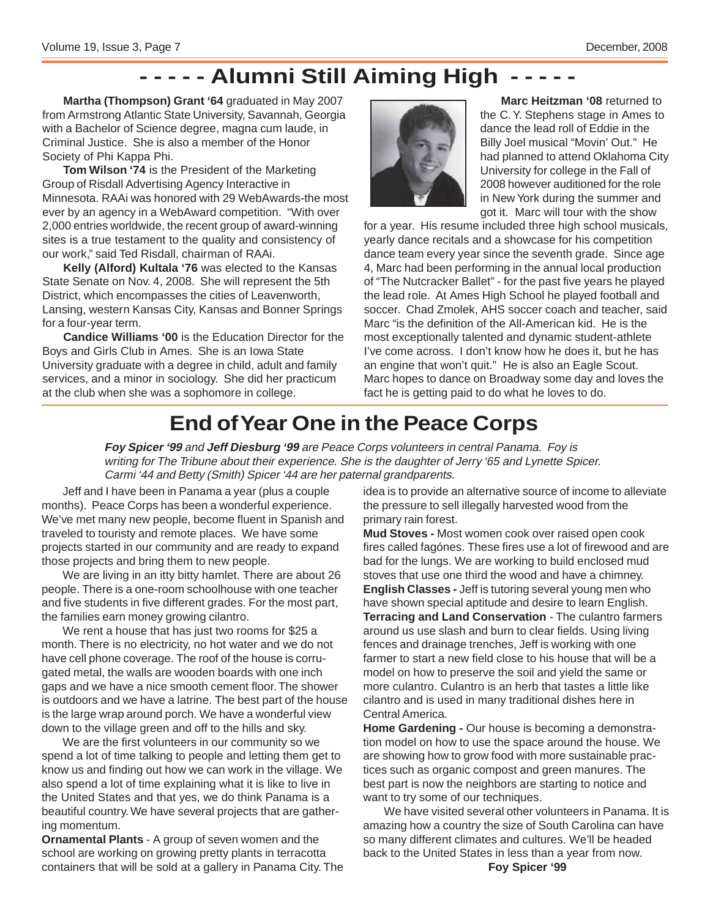# - - - - - Alumni Still Aiming High - - - - -

**Martha (Thompson) Grant '64** graduated in May 2007 from Armstrong Atlantic State University, Savannah, Georgia with a Bachelor of Science degree, magna cum laude, in Criminal Justice. She is also a member of the Honor Society of Phi Kappa Phi.

**Tom Wilson '74** is the President of the Marketing Group of Risdall Advertising Agency Interactive in Minnesota. RAAi was honored with 29 WebAwards-the most ever by an agency in a WebAward competition. "With over 2,000 entries worldwide, the recent group of award-winning sites is a true testament to the quality and consistency of our work," said Ted Risdall, chairman of RAAi.

**Kelly (Alford) Kultala '76** was elected to the Kansas State Senate on Nov. 4, 2008. She will represent the 5th District, which encompasses the cities of Leavenworth, Lansing, western Kansas City, Kansas and Bonner Springs for a four-year term.

**Candice Williams '00** is the Education Director for the Boys and Girls Club in Ames. She is an Iowa State University graduate with a degree in child, adult and family services, and a minor in sociology. She did her practicum at the club when she was a sophomore in college.

**Marc Heitzman '08** returned to the C. Y. Stephens stage in Ames to dance the lead roll of Eddie in the Billy Joel musical "Movin' Out." He had planned to attend Oklahoma City University for college in the Fall of 2008 however auditioned for the role in New York during the summer and got it. Marc will tour with the show for a year. His resume included three high school musicals, yearly dance recitals and a showcase for his competition dance team every year since the seventh grade. Since age 4, Marc had been performing in the annual local production of "The Nutcracker Ballet" - for the past five years he played the lead role. At Ames High School he played football and soccer. Chad Zmolek, AHS soccer coach and teacher, said Marc "is the definition of the All-American kid. He is the most exceptionally talented and dynamic student-athlete I've come across. I don't know how he does it, but he has an engine that won't quit." He is also an Eagle Scout. Marc hopes to dance on Broadway some day and loves the fact he is getting paid to do what he loves to do.

# End of Year One in the Peace Corps

*__Foy Spicer '99__ and __Jeff Diesburg '99__ are Peace Corps volunteers in central Panama. Foy is writing for The Tribune about their experience. She is the daughter of Jerry '65 and Lynette Spicer. Carmi '44 and Betty (Smith) Spicer '44 are her paternal grandparents.*

Jeff and I have been in Panama a year (plus a couple months). Peace Corps has been a wonderful experience. We've met many new people, become fluent in Spanish and traveled to touristy and remote places. We have some projects started in our community and are ready to expand those projects and bring them to new people.

We are living in an itty bitty hamlet. There are about 26 people. There is a one-room schoolhouse with one teacher and five students in five different grades. For the most part, the families earn money growing cilantro.

We rent a house that has just two rooms for $25 a month. There is no electricity, no hot water and we do not have cell phone coverage. The roof of the house is corrugated metal, the walls are wooden boards with one inch gaps and we have a nice smooth cement floor. The shower is outdoors and we have a latrine. The best part of the house is the large wrap around porch. We have a wonderful view down to the village green and off to the hills and sky.

We are the first volunteers in our community so we spend a lot of time talking to people and letting them get to know us and finding out how we can work in the village. We also spend a lot of time explaining what it is like to live in the United States and that yes, we do think Panama is a beautiful country. We have several projects that are gathering momentum.

**Ornamental Plants** - A group of seven women and the school are working on growing pretty plants in terracotta containers that will be sold at a gallery in Panama City. The idea is to provide an alternative source of income to alleviate the pressure to sell illegally harvested wood from the primary rain forest.

**Mud Stoves -** Most women cook over raised open cook fires called fagónes. These fires use a lot of firewood and are bad for the lungs. We are working to build enclosed mud stoves that use one third the wood and have a chimney.

**English Classes -** Jeff is tutoring several young men who have shown special aptitude and desire to learn English.

**Terracing and Land Conservation** - The culantro farmers around us use slash and burn to clear fields. Using living fences and drainage trenches, Jeff is working with one farmer to start a new field close to his house that will be a model on how to preserve the soil and yield the same or more culantro. Culantro is an herb that tastes a little like cilantro and is used in many traditional dishes here in Central America.

**Home Gardening -** Our house is becoming a demonstration model on how to use the space around the house. We are showing how to grow food with more sustainable practices such as organic compost and green manures. The best part is now the neighbors are starting to notice and want to try some of our techniques.

We have visited several other volunteers in Panama. It is amazing how a country the size of South Carolina can have so many different climates and cultures. We'll be headed back to the United States in less than a year from now.

**Foy Spicer '99**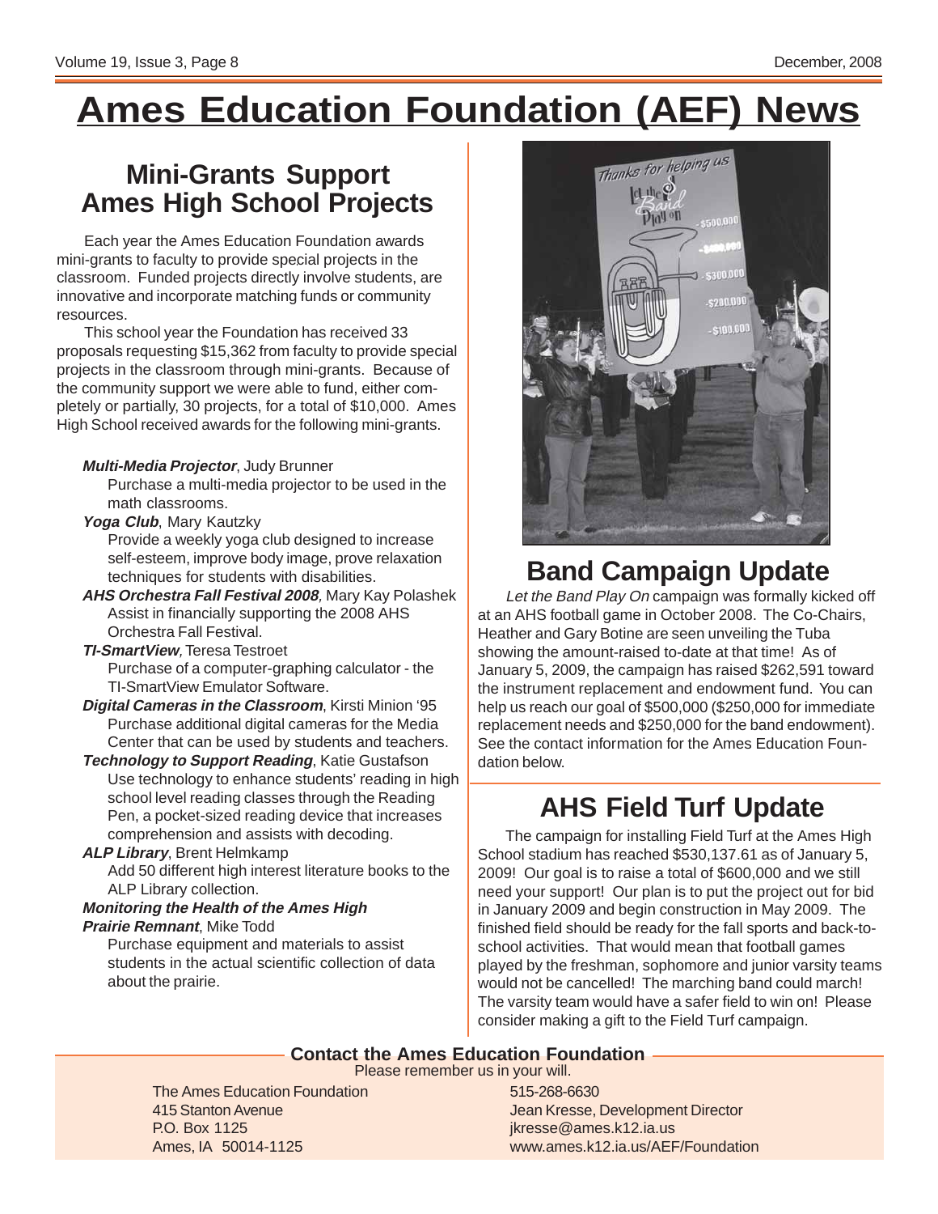# Ames Education Foundation (AEF) News

## Mini-Grants Support Ames High School Projects

Each year the Ames Education Foundation awards mini-grants to faculty to provide special projects in the classroom. Funded projects directly involve students, are innovative and incorporate matching funds or community resources.

This school year the Foundation has received 33 proposals requesting $15,362 from faculty to provide special projects in the classroom through mini-grants. Because of the community support we were able to fund, either completely or partially, 30 projects, for a total of $10,000. Ames High School received awards for the following mini-grants.

***Multi-Media Projector***, Judy Brunner
Purchase a multi-media projector to be used in the math classrooms.

***Yoga Club***, Mary Kautzky
Provide a weekly yoga club designed to increase self-esteem, improve body image, prove relaxation techniques for students with disabilities.

***AHS Orchestra Fall Festival 2008***, Mary Kay Polashek
Assist in financially supporting the 2008 AHS Orchestra Fall Festival.

***TI-SmartView***, Teresa Testroet
Purchase of a computer-graphing calculator - the TI-SmartView Emulator Software.

***Digital Cameras in the Classroom***, Kirsti Minion '95
Purchase additional digital cameras for the Media Center that can be used by students and teachers.

***Technology to Support Reading***, Katie Gustafson
Use technology to enhance students' reading in high school level reading classes through the Reading Pen, a pocket-sized reading device that increases comprehension and assists with decoding.

***ALP Library***, Brent Helmkamp
Add 50 different high interest literature books to the ALP Library collection.

***Monitoring the Health of the Ames High Prairie Remnant***, Mike Todd
Purchase equipment and materials to assist students in the actual scientific collection of data about the prairie.

## Band Campaign Update

*Let the Band Play On* campaign was formally kicked off at an AHS football game in October 2008. The Co-Chairs, Heather and Gary Botine are seen unveiling the Tuba showing the amount-raised to-date at that time! As of January 5, 2009, the campaign has raised $262,591 toward the instrument replacement and endowment fund. You can help us reach our goal of $500,000 ($250,000 for immediate replacement needs and $250,000 for the band endowment). See the contact information for the Ames Education Foundation below.

## AHS Field Turf Update

The campaign for installing Field Turf at the Ames High School stadium has reached $530,137.61 as of January 5, 2009! Our goal is to raise a total of $600,000 and we still need your support! Our plan is to put the project out for bid in January 2009 and begin construction in May 2009. The finished field should be ready for the fall sports and back-to-school activities. That would mean that football games played by the freshman, sophomore and junior varsity teams would not be cancelled! The marching band could march! The varsity team would have a safer field to win on! Please consider making a gift to the Field Turf campaign.

### Contact the Ames Education Foundation

Please remember us in your will.

The Ames Education Foundation
415 Stanton Avenue
P.O. Box 1125
Ames, IA 50014-1125

515-268-6630
Jean Kresse, Development Director
jkresse@ames.k12.ia.us
www.ames.k12.ia.us/AEF/Foundation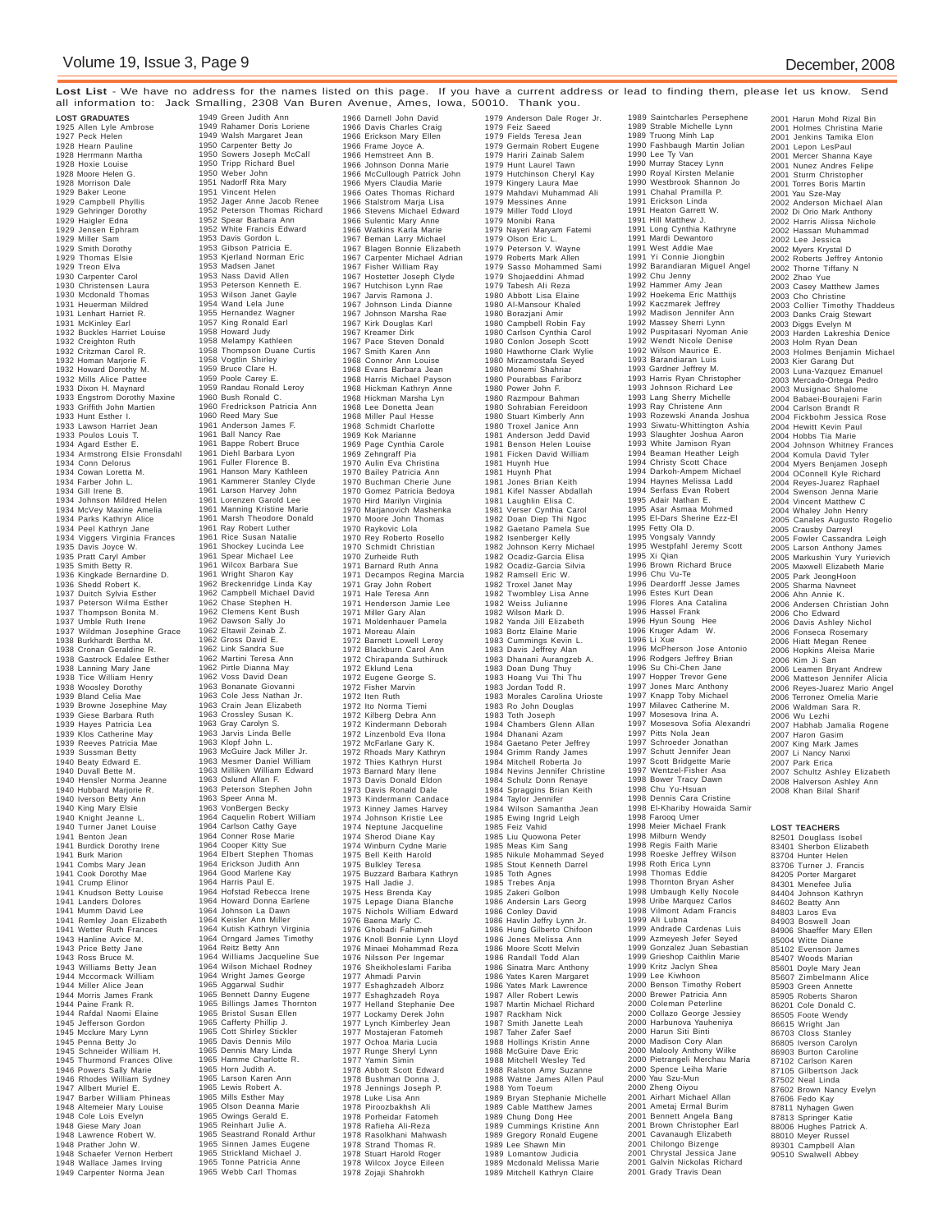**Lost List** - We have no address for the names listed on this page. If you have a current address or lead to finding them, please let us know. Send all information to: Jack Smalling, 2308 Van Buren Avenue, Ames, Iowa, 50010. Thank you.

**LOST GRADUATES**

1925 Allen Lyle Ambrose
1927 Peck Helen
1928 Hearn Pauline
1928 Herrmann Martha
1928 Hoxie Louise
1928 Moore Helen G.
1928 Morrison Dale
1929 Baker Leone
1929 Campbell Phyllis
1929 Gehringer Dorothy
1929 Haigler Edna
1929 Jensen Ephram
1929 Miller Sam
1929 Smith Dorothy
1929 Thomas Elsie
1929 Treon Elva
1930 Carpenter Carol
1930 Christensen Laura
1930 Mcdonald Thomas
1931 Heuerman Mildred
1931 Lenhart Harriet R.
1931 McKinley Earl
1932 Buckles Harriet Louise
1932 Creighton Ruth
1932 Critzman Carol R.
1932 Homan Marjorie F.
1932 Howard Dorothy M.
1932 Mills Alice Pattee
1933 Dixon H. Maynard
1933 Engstrom Dorothy Maxine
1933 Griffith John Martien
1933 Hunt Esther I.
1933 Lawson Harriet Jean
1933 Poulos Louis T.
1934 Agard Esther E.
1934 Armstrong Elsie Fronsdahl
1934 Conn Delorus
1934 Cowan Loretta M.
1934 Farber John L.
1934 Gill Irene B.
1934 Johnson Mildred Helen
1934 McVey Maxine Amelia
1934 Parks Kathryn Alice
1934 Peel Kathryn Jane
1934 Viggers Virginia Frances
1935 Davis Joyce W.
1935 Pratt Caryl Amber
1935 Smith Betty R.
1936 Kingkade Bernardine D.
1936 Shedd Robert K.
1937 Duitch Sylvia Esther
1937 Peterson Wilma Esther
1937 Thompson Bonita M.
1937 Umble Ruth Irene
1937 Wildman Josephine Grace
1938 Burkhardt Bertha M.
1938 Cronan Geraldine R.
1938 Gastrock Edalee Esther
1938 Lanning Mary Jane
1938 Tice William Henry
1938 Woosley Dorothy
1939 Bland Celia Mae
1939 Browne Josephine May
1939 Giese Barbara Ruth
1939 Hayes Patricia Lea
1939 Klos Catherine May
1939 Reeves Patricia Mae
1939 Sussman Betty
1940 Beaty Edward E.
1940 Duvall Bette M.
1940 Hensler Norma Jeanne
1940 Hubbard Marjorie R.
1940 Iverson Betty Ann
1940 King Mary Elsie
1940 Knight Jeanne L.
1940 Turner Janet Louise
1941 Benton Jean
1941 Burdick Dorothy Irene
1941 Burk Marion
1941 Combs Mary Jean
1941 Cook Dorothy Mae
1941 Crump Elinor
1941 Knudson Betty Louise
1941 Landers Dolores
1941 Mumm David Lee
1941 Remley Joan Elizabeth
1941 Wetter Ruth Frances
1943 Hanline Avice M.
1943 Price Betty Jane
1943 Ross Bruce M.
1943 Williams Betty Jean
1944 Mccormack William
1944 Miller Alice Jean
1944 Morris James Frank
1944 Paine Frank R.
1944 Rafdal Naomi Elaine
1945 Jefferson Gordon
1945 Mcclure Mary Lynn
1945 Penna Betty Jo
1945 Schneider William H.
1945 Thurmond Frances Olive
1946 Powers Sally Marie
1946 Rhodes William Sydney
1947 Allbert Muriel E.
1947 Barber William Phineas
1948 Altemeier Mary Louise
1948 Cole Lois Evelyn
1948 Giese Mary Joan
1948 Lawrence Robert W.
1948 Prather John W.
1948 Schaefer Vernon Herbert
1948 Wallace James Irving
1949 Carpenter Norma Jean
1949 Green Judith Ann
1949 Rahamer Doris Loriene
1949 Walsh Margaret Jean
1950 Carpenter Betty Jo
1950 Sowers Joseph McCall
1950 Tripp Richard Buel
1950 Weber John
1951 Nadorff Rita Mary
1951 Vincent Helen
1952 Jager Anne Jacob Renee
1952 Peterson Thomas Richard
1952 Spear Barbara Ann
1952 White Francis Edward
1953 Davis Gordon L.
1953 Gibson Patricia E.
1953 Kjerland Norman Eric
1953 Madsen Janet
1953 Nass David Allen
1953 Peterson Kenneth E.
1953 Wilson Janet Gayle
1954 Wand Lela June
1955 Hernandez Wagner
1957 King Ronald Earl
1958 Howard Judy
1958 Melampy Kathleen
1958 Thompson Duane Curtis
1958 Vogtlin Shirley
1959 Bruce Clare H.
1959 Poole Carey E.
1959 Randau Ronald Leroy
1960 Bush Ronald C.
1960 Fredrickson Patricia Ann
1960 Reed Mary Sue
1961 Anderson James F.
1961 Ball Nancy Rae
1961 Bappe Robert Bruce
1961 Diehl Barbara Lyon
1961 Fuller Florence B.
1961 Hanson Mary Kathleen
1961 Kammerer Stanley Clyde
1961 Larson Harvey John
1961 Lorenzen Garold Lee
1961 Manning Kristine Marie
1961 Marsh Theodore Donald
1961 Ray Robert Luther
1961 Rice Susan Natalie
1961 Shockey Lucinda Lee
1961 Spear Michael Lee
1961 Wilcox Barbara Sue
1961 Wright Sharon Kay
1962 Breckenridge Linda Kay
1962 Campbell Michael David
1962 Chase Stephen H.
1962 Clemens Kent Bush
1962 Dawson Sally Jo
1962 Eltawil Zeinab Z.
1962 Gross David E.
1962 Link Sandra Sue
1962 Martini Teresa Ann
1962 Pirtle Dianna May
1962 Voss David Dean
1963 Bonanate Giovanni
1963 Cole Jess Nathan Jr.
1963 Crain Jean Elizabeth
1963 Crossley Susan K.
1963 Gray Carolyn S.
1963 Jarvis Linda Belle
1963 Klopf John L.
1963 McGuire Jack Miller Jr.
1963 Mesmer Daniel William
1963 Milliken William Edward
1963 Oslund Allan F.
1963 Peterson Stephen John
1963 Speer Anna M.
1963 VonBergen Becky
1964 Caquelin Robert William
1964 Carlson Cathy Gaye
1964 Conner Rose Marie
1964 Cooper Kitty Sue
1964 Elbert Stephen Thomas
1964 Erickson Judith Ann
1964 Good Marlene Kay
1964 Harris Paul E.
1964 Hofstad Rebecca Irene
1964 Howard Donna Earlene
1964 Johnson La Dawn
1964 Keisler Ann Miller
1964 Kutish Kathryn Virginia
1964 Orngard James Timothy
1964 Reitz Betty Ann
1964 Williams Jacqueline Sue
1964 Wilson Michael Rodney
1964 Wright James George
1965 Aggarwal Sudhir
1965 Bennett Danny Eugene
1965 Billings James Thornton
1965 Bristol Susan Ellen
1965 Cafferty Phillip J.
1965 Cott Shirley Stickler
1965 Davis Dennis Milo
1965 Dennis Mary Linda
1965 Hamme Charlotte R.
1965 Horn Judith A.
1965 Larson Karen Ann
1965 Lewis Robert A.
1965 Mills Esther May
1965 Olson Deanna Marie
1965 Owings Gerald E.
1965 Reinhart Julie A.
1965 Seastrand Ronald Arthur
1965 Sinnen James Eugene
1965 Strickland Michael J.
1965 Tonne Patricia Anne
1965 Webb Carl Thomas
1966 Darnell John David
1966 Davis Charles Craig
1966 Erickson Mary Ellen
1966 Frame Joyce A.
1966 Hemstreet Ann B.
1966 Johnson Donna Marie
1966 McCullough Patrick John
1966 Myers Claudia Marie
1966 Oates Thomas Richard
1966 Stalstrom Marja Lisa
1966 Stevens Michael Edward
1966 Sulentic Mary Anne
1966 Watkins Karla Marie
1967 Beman Larry Michael
1967 Blagen Bonnie Elizabeth
1967 Carpenter Michael Adrian
1967 Fisher William Ray
1967 Hostetter Joseph Clyde
1967 Hutchison Lynn Rae
1967 Jarvis Ramona J.
1967 Johnson Linda Dianne
1967 Johnson Marsha Rae
1967 Kirk Douglas Karl
1967 Kreamer Dirk
1967 Pace Steven Donald
1967 Smith Karen Ann
1968 Connor Ann Louise
1968 Evans Barbara Jean
1968 Harris Michael Payson
1968 Hickman Kathryn Anne
1968 Hickman Marsha Lyn
1968 Lee Donetta Jean
1968 Miller Paul Hesse
1968 Schmidt Charlotte
1969 Kok Marianne
1969 Page Cynthia Carole
1969 Zehngraff Pia
1970 Aulin Eva Christina
1970 Bailey Patricia Ann
1970 Buchman Cherie June
1970 Gomez Patricia Bedoya
1970 Hird Marilyn Virginia
1970 Marjanovich Mashenka
1970 Moore John Thomas
1970 Raykovic Lola
1970 Rey Roberto Rosello
1970 Schmidt Christian
1970 Zurheide Ruth
1971 Barnard Ruth Anna
1971 Decampos Regina Marcia
1971 Gray John Robert
1971 Hale Teresa Ann
1971 Henderson Jamie Lee
1971 Miller Gary Alan
1971 Moldenhauer Pamela
1971 Moreau Alain
1972 Barnett Lowell Leroy
1972 Blackburn Carol Ann
1972 Chirapanda Suthiruck
1972 Eklund Lena
1972 Eugene George S.
1972 Fisher Marvin
1972 Iten Ruth
1972 Ito Norma Tiemi
1972 Kilberg Debra Ann
1972 Kindermann Deborah
1972 Linzenbold Eva Ilona
1972 McFarlane Gary K.
1972 Rhoads Mary Kathryn
1972 Thies Kathryn Hurst
1973 Barnard Mary Ilene
1973 Davis Donald Eldon
1973 Davis Ronald Dale
1973 Kindermann Candace
1973 Kinney James Harvey
1974 Johnson Kristie Lee
1974 Neptune Jacqueline
1974 Sherod Diane Kay
1974 Winburn Cydne Marie
1975 Bell Keith Harold
1975 Bulkley Teresa
1975 Buzzard Barbara Kathryn
1975 Hall Jadie J.
1975 Hess Brenda Kay
1975 Lepage Diana Blanche
1975 Nichols William Edward
1976 Baena Marly C.
1976 Ghobadi Fahimeh
1976 Knoll Bonnie Lynn Lloyd
1976 Minaei Mohammad Reza
1976 Nilsson Per Ingemar
1976 Sheikholeslami Fariba
1977 Ahmadi Parvin
1977 Eshaghzadeh Alborz
1977 Eshaghzadeh Roya
1977 Helland Stephanie Dee
1977 Lockamy Derek John
1977 Lynch Kimberley Jean
1977 Mostajeran Fatomeh
1977 Ochoa Maria Lucia
1977 Runge Sheryl Lynn
1977 Yamin Simin
1978 Abbott Scott Edward
1978 Bushman Donna J.
1978 Jennings Joseph P.
1978 Luke Lisa Ann
1978 Piroozbakhsh Ali
1978 Porheidar Fatomeh
1978 Rafieha Ali-Reza
1978 Rasolkhani Mahwash
1978 Strand Thomas R.
1978 Stuart Harold Roger
1978 Wilcox Joyce Eileen
1978 Zojaji Shahrokh
1979 Anderson Dale Roger Jr.
1979 Feiz Saeed
1979 Fields Teresa Jean
1979 Germain Robert Eugene
1979 Hariri Zainab Salem
1979 Hunt Laurel Kay
1979 Hutchinson Cheryl Kay
1979 Kingery Laura Mae
1979 Mahdavi Muhammad Ali
1979 Messines Anne
1979 Miller Todd Lloyd
1979 Monibi Rana
1979 Nayeri Maryam Fatemi
1979 Olson Eric L.
1979 Peterson V. Wayne
1979 Roberts Mark Allen
1979 Sasso Mohammed Sami
1979 Shojaeddini Ahmad
1979 Tabesh Ali Reza
1980 Abbott Lisa Elaine
1980 Al-Mansour Khaled
1980 Borazjani Amir
1980 Campbell Robin Fay
1980 Carlson Cynthia Carol
1980 Conlon Joseph Scott
1980 Hawthorne Clark Wylie
1980 Mirzamostafa Seyed
1980 Monemi Shahriar
1980 Pourabbas Fariborz
1980 Power John F.
1980 Razmpour Bahman
1980 Sohrabian Fereidoon
1980 Stuart Kimberly Ann
1980 Troxel Janice Ann
1981 Anderson Jedd David
1981 Benson Helen Louise
1981 Ficken David William
1981 Huynh Hue
1981 Huynh Phat
1981 Jones Brian Keith
1981 Kifel Nasser Abdallah
1981 Laughlin Elisa C.
1981 Verser Cynthia Carol
1982 Doan Diep Thi Ngoc
1982 Gaetano Pamela Sue
1982 Isenberger Kelly
1982 Johnson Kerry Michael
1982 Ocadiz-Garcia Elisa
1982 Ocadiz-Garcia Silvia
1982 Ramsell Eric W.
1982 Troxel Janet May
1982 Twombley Lisa Anne
1982 Weiss Julianne
1982 Wilson Mark D.
1982 Yanda Jill Elizabeth
1983 Bortz Elaine Marie
1983 Cummings Kevin L.
1983 Davis Jeffrey Alan
1983 Dhanani Aurangzeb A.
1983 Doan Dung Thuy
1983 Hoang Vui Thi Thu
1983 Jordan Todd R.
1983 Morales Carolina Urioste
1983 Ro John Douglas
1983 Toth Joseph
1984 Chambers Glenn Allan
1984 Dhanani Azam
1984 Gaetano Peter Jeffrey
1984 Grimm Randy James
1984 Mitchell Roberta Jo
1984 Nevins Jennifer Christine
1984 Schulz Donn Renaye
1984 Spraggins Brian Keith
1984 Taylor Jennifer
1984 Wilson Samantha Jean
1985 Ewing Ingrid Leigh
1985 Feiz Vahid
1985 Liu Quowona Peter
1985 Meas Kim Sang
1985 Nikule Mohammad Seyed
1985 Stout Kenneth Darrel
1985 Toth Agnes
1985 Trebes Anja
1985 Zakeri Golbon
1986 Andersin Lars Georg
1986 Conley David
1986 Havlin Jeffry Lynn Jr.
1986 Hung Gilberto Chifoon
1986 Jones Melissa Ann
1986 Moore Scott Melvin
1986 Randall Todd Alan
1986 Sinatra Marc Anthony
1986 Yates Karen Margaret
1986 Yates Mark Lawrence
1987 Aller Robert Lewis
1987 Martin Michael Richard
1987 Rackham Nick
1987 Smith Janette Leah
1987 Taher Zafer Saef
1988 Hollings Kristin Anne
1988 McGuire Dave Eric
1988 Mitchell Wesley Ted
1988 Ralston Amy Suzanne
1988 Watne James Allen Paul
1988 Yom Toeum
1989 Bryan Stephanie Michelle
1989 Cable Matthew James
1989 Chung Dong Hee
1989 Cummings Kristine Ann
1989 Gregory Ronald Eugene
1989 Lee Shawn Min
1989 Lomantow Judicia
1989 Mcdonald Melissa Marie
1989 Mitchell Kathryn Claire
1989 Saintcharles Persephene
1989 Strable Michelle Lynn
1989 Truong Minh Lap
1990 Fashbaugh Martin Jolian
1990 Lee Ty Van
1990 Murray Stacey Lynn
1990 Royal Kirsten Melanie
1990 Westbrook Shannon Jo
1991 Chahal Pramilla P.
1991 Erickson Linda
1991 Heaton Garrett W.
1991 Hill Matthew J.
1991 Long Cynthia Kathryne
1991 Mardi Dewantoro
1991 West Addie Mae
1991 Yi Connie Jiongbin
1992 Barandiaran Miguel Angel
1992 Chu Jenny
1992 Hammer Amy Jean
1992 Hoekema Eric Matthijs
1992 Kaczmarek Jeffrey
1992 Madison Jennifer Ann
1992 Massey Sherri Lynn
1992 Puspitasari Nyoman Anie
1992 Wendt Nicole Denise
1992 Wilson Maurice E.
1993 Barandiaran Luis
1993 Gardner Jeffrey M.
1993 Harris Ryan Christopher
1993 Johnson Richard Lee
1993 Lang Sherry Michelle
1993 Ray Christene Ann
1993 Rozewski Ananda Joshua
1993 Siwatu-Whittington Ashia
1993 Slaughter Joshua Aaron
1993 White Jamison Ryan
1994 Beaman Heather Leigh
1994 Christy Scott Chace
1994 Darkoh-Ampem Michael
1994 Haynes Melissa Ladd
1994 Serfass Evan Robert
1995 Adair Nathan E.
1995 Asar Asmaa Mohmed
1995 El-Dars Sherine Ezz-El
1995 Fetty Ola D.
1995 Vongsaly Vanndy
1995 Westpfahl Jeremy Scott
1995 Xi Qian
1996 Brown Richard Bruce
1996 Chu Vu-Te
1996 Deardorff Jesse James
1996 Estes Kurt Dean
1996 Flores Ana Catalina
1996 Hassel Frank
1996 Hyun Soung Hee
1996 Kruger Adam W.
1996 Li Xue
1996 McPherson Jose Antonio
1996 Rodgers Jeffrey Brian
1996 Su Chi-Chen Jane
1997 Hopper Trevor Gene
1997 Jones Marc Anthony
1997 Knapp Toby Michael
1997 Milavec Catherine M.
1997 Mosesova Irina A.
1997 Mosesova Sofia Alexandri
1997 Pitts Nola Jean
1997 Schroeder Jonathan
1997 Schutt Jennifer Jean
1997 Scott Bridgette Marie
1997 Wentzel-Fisher Asa
1998 Bower Tracy Dawn
1998 Chu Yu-Hsuan
1998 Dennis Cara Cristine
1998 El-Khariby Howaida Samir
1998 Farooq Umer
1998 Meier Michael Frank
1998 Milburn Wendy
1998 Regis Faith Marie
1998 Roeske Jeffrey Wilson
1998 Roth Erica Lynn
1998 Thomas Eddie
1998 Thornton Bryan Asher
1998 Umbaugh Kelly Nocole
1998 Uribe Marquez Carlos
1998 Vilmont Adam Francis
1999 Ali Lubna
1999 Andrade Cardenas Luis
1999 Azmeyesh Jefer Seyed
1999 Gonzalez Juan Sebastian
1999 Grieshop Caithlin Marie
1999 Kritz Jaclyn Shea
1999 Lee Kiwhoon
2000 Benson Timothy Robert
2000 Brewer Patricia Ann
2000 Coleman Peterline
2000 Collazo George Jessiey
2000 Harbunova Yauheniya
2000 Harun Siti Binti
2000 Madison Cory Alan
2000 Malooly Anthony Wilke
2000 Pietrangeli Merchau Maria
2000 Spence Leiha Marie
2000 Yau Szu-Mun
2000 Zheng Oiyou
2001 Airhart Michael Allan
2001 Ametaj Ermal Burim
2001 Bennett Angela Bang
2001 Brown Christopher Earl
2001 Cavanaugh Elizabeth
2001 Chilongo Bizenge
2001 Chrystal Jessica Jane
2001 Galvin Nickolas Richard
2001 Grady Travis Dean
2001 Harun Mohd Rizal Bin
2001 Holmes Christina Marie
2001 Jenkins Tamika Elon
2001 Lepon LesPaul
2001 Mercer Shanna Kaye
2001 Nunez Andres Felipe
2001 Sturm Christopher
2001 Torres Boris Martin
2001 Yau Sze-May
2002 Anderson Michael Alan
2002 Di Orio Mark Anthony
2002 Harris Alissa Nichole
2002 Hassan Muhammad
2002 Lee Jessica
2002 Myers Krystal D
2002 Roberts Jeffrey Antonio
2002 Thorne Tiffany N
2002 Zhao Yue
2003 Casey Matthew James
2003 Cho Christine
2003 Collier Timothy Thaddeus
2003 Danks Craig Stewart
2003 Diggs Evelyn M
2003 Harden Lakreshia Denice
2003 Holm Ryan Dean
2003 Holmes Benjamin Michael
2003 Kier Garang Dut
2003 Luna-Vazquez Emanuel
2003 Mercado-Ortega Pedro
2003 Musignac Shalome
2004 Babaei-Bourajeni Farin
2004 Carlson Brandt R
2004 Fickbohm Jessica Rose
2004 Hewitt Kevin Paul
2004 Hobbs Tia Marie
2004 Johnson Whitney Frances
2004 Komula David Tyler
2004 Myers Benjamen Joseph
2004 OConnell Kyle Richard
2004 Reyes-Juarez Raphael
2004 Swenson Jenna Marie
2004 Vincent Matthew C
2004 Whaley John Henry
2005 Canales Augusto Rogelio
2005 Crausby Darrell
2005 Fowler Cassandra Leigh
2005 Larson Anthony James
2005 Markushin Yury Yurievich
2005 Maxwell Elizabeth Marie
2005 Park JeongHoon
2005 Sharma Navneet
2006 Ahn Annie K.
2006 Andersen Christian John
2006 Cho Edward
2006 Davis Ashley Nichol
2006 Fonseca Rosemary
2006 Hiatt Megan Renee
2006 Hopkins Aleisa Marie
2006 Kim Ji San
2006 Leamen Bryant Andrew
2006 Matteson Jennifer Alicia
2006 Reyes-Juarez Mario Angel
2006 Terronez Omelia Marie
2006 Waldman Sara R.
2006 Wu Lezhi
2007 Habhab Jamalia Rogene
2007 Haron Gasim
2007 King Mark James
2007 Li Nancy Nanxi
2007 Park Erica
2007 Schultz Ashley Elizabeth
2008 Halverson Ashley Ann
2008 Khan Bilal Sharif

**LOST TEACHERS**

82501 Douglass Isobel
83401 Sherbon Elizabeth
83704 Hunter Helen
83706 Turner J. Francis
84205 Porter Margaret
84301 Menefee Julia
84404 Johnson Kathryn
84602 Beatty Ann
84803 Laros Eva
84903 Boswell Joan
84906 Shaeffer Mary Ellen
85004 Witte Diane
85102 Evenson James
85407 Woods Marian
85601 Doyle Mary Jean
85607 Zimbelmann Alice
85903 Green Annette
85905 Roberts Sharon
86201 Cole Donald C.
86505 Foote Wendy
86615 Wright Jan
86703 Closs Stanley
86805 Iverson Carolyn
86903 Burton Caroline
87102 Carlson Karen
87105 Gilbertson Jack
87502 Neal Linda
87602 Brown Nancy Evelyn
87606 Fedo Kay
87811 Nyhagen Gwen
87813 Springer Katie
88006 Hughes Patrick A.
88010 Meyer Russel
89301 Campbell Alan
90510 Swalwell Abbey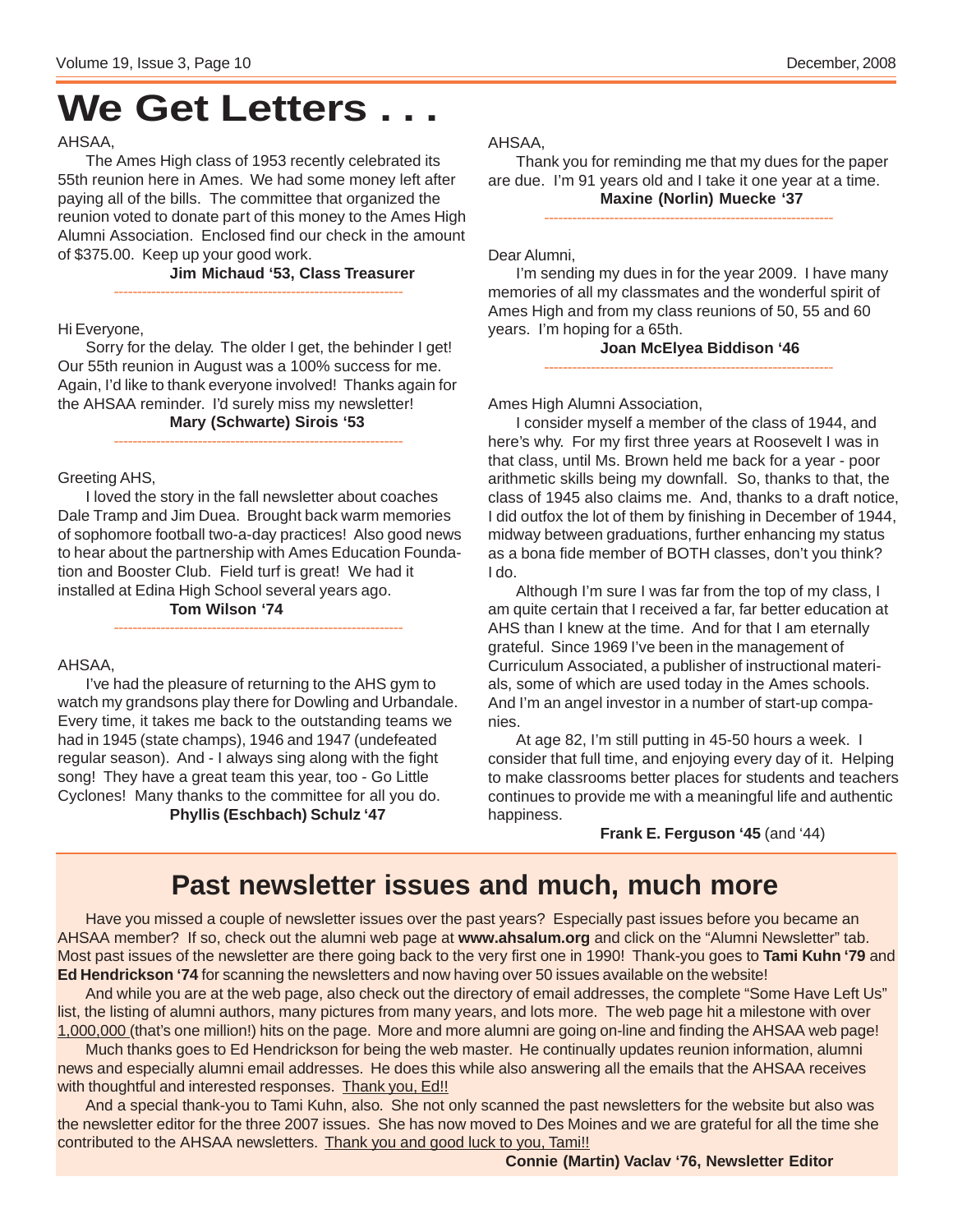# We Get Letters . . .

AHSAA,

The Ames High class of 1953 recently celebrated its 55th reunion here in Ames. We had some money left after paying all of the bills. The committee that organized the reunion voted to donate part of this money to the Ames High Alumni Association. Enclosed find our check in the amount of $375.00. Keep up your good work.

**Jim Michaud '53, Class Treasurer**

---

Hi Everyone,

Sorry for the delay. The older I get, the behinder I get! Our 55th reunion in August was a 100% success for me. Again, I'd like to thank everyone involved! Thanks again for the AHSAA reminder. I'd surely miss my newsletter!

**Mary (Schwarte) Sirois '53**

---

Greeting AHS,

I loved the story in the fall newsletter about coaches Dale Tramp and Jim Duea. Brought back warm memories of sophomore football two-a-day practices! Also good news to hear about the partnership with Ames Education Foundation and Booster Club. Field turf is great! We had it installed at Edina High School several years ago.

**Tom Wilson '74**

---

AHSAA,

I've had the pleasure of returning to the AHS gym to watch my grandsons play there for Dowling and Urbandale. Every time, it takes me back to the outstanding teams we had in 1945 (state champs), 1946 and 1947 (undefeated regular season). And - I always sing along with the fight song! They have a great team this year, too - Go Little Cyclones! Many thanks to the committee for all you do.

**Phyllis (Eschbach) Schulz '47**

---

AHSAA,

Thank you for reminding me that my dues for the paper are due. I'm 91 years old and I take it one year at a time.

**Maxine (Norlin) Muecke '37**

---

Dear Alumni,

I'm sending my dues in for the year 2009. I have many memories of all my classmates and the wonderful spirit of Ames High and from my class reunions of 50, 55 and 60 years. I'm hoping for a 65th.

**Joan McElyea Biddison '46**

---

Ames High Alumni Association,

I consider myself a member of the class of 1944, and here's why. For my first three years at Roosevelt I was in that class, until Ms. Brown held me back for a year - poor arithmetic skills being my downfall. So, thanks to that, the class of 1945 also claims me. And, thanks to a draft notice, I did outfox the lot of them by finishing in December of 1944, midway between graduations, further enhancing my status as a bona fide member of BOTH classes, don't you think? I do.

Although I'm sure I was far from the top of my class, I am quite certain that I received a far, far better education at AHS than I knew at the time. And for that I am eternally grateful. Since 1969 I've been in the management of Curriculum Associated, a publisher of instructional materials, some of which are used today in the Ames schools. And I'm an angel investor in a number of start-up companies.

At age 82, I'm still putting in 45-50 hours a week. I consider that full time, and enjoying every day of it. Helping to make classrooms better places for students and teachers continues to provide me with a meaningful life and authentic happiness.

**Frank E. Ferguson '45** (and '44)

## Past newsletter issues and much, much more

Have you missed a couple of newsletter issues over the past years? Especially past issues before you became an AHSAA member? If so, check out the alumni web page at **www.ahsalum.org** and click on the "Alumni Newsletter" tab. Most past issues of the newsletter are there going back to the very first one in 1990! Thank-you goes to **Tami Kuhn '79** and **Ed Hendrickson '74** for scanning the newsletters and now having over 50 issues available on the website!

And while you are at the web page, also check out the directory of email addresses, the complete "Some Have Left Us" list, the listing of alumni authors, many pictures from many years, and lots more. The web page hit a milestone with over 1,000,000 (that's one million!) hits on the page. More and more alumni are going on-line and finding the AHSAA web page!

Much thanks goes to Ed Hendrickson for being the web master. He continually updates reunion information, alumni news and especially alumni email addresses. He does this while also answering all the emails that the AHSAA receives with thoughtful and interested responses. Thank you, Ed!!

And a special thank-you to Tami Kuhn, also. She not only scanned the past newsletters for the website but also was the newsletter editor for the three 2007 issues. She has now moved to Des Moines and we are grateful for all the time she contributed to the AHSAA newsletters. Thank you and good luck to you, Tami!!

**Connie (Martin) Vaclav '76, Newsletter Editor**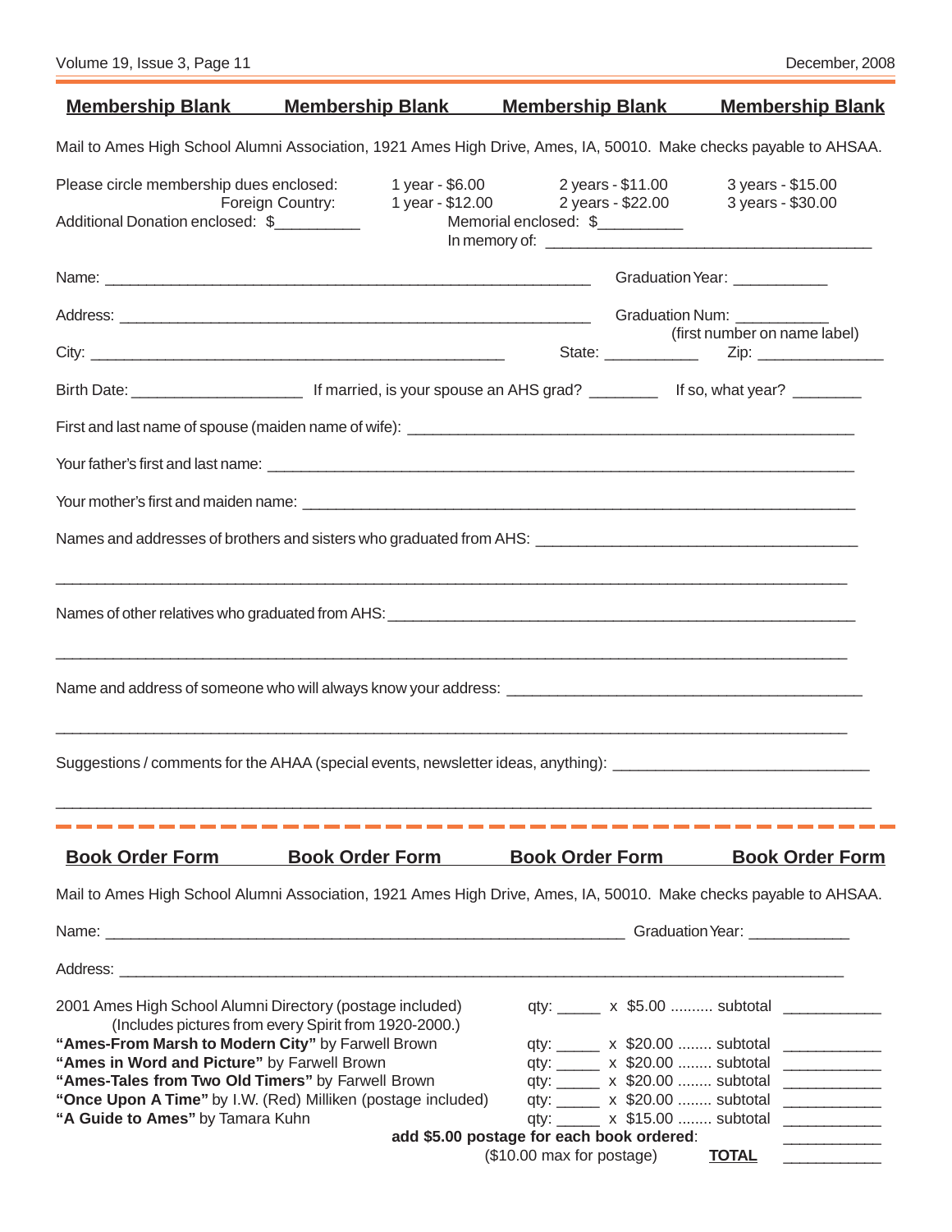## Membership Blank    Membership Blank    Membership Blank    Membership Blank

Mail to Ames High School Alumni Association, 1921 Ames High Drive, Ames, IA, 50010. Make checks payable to AHSAA.

| Please circle membership dues enclosed: | 1 year - $6.00 | 2 years - $11.00 | 3 years - $15.00 |
|---|---|---|---|
| Foreign Country: | 1 year - $12.00 | 2 years - $22.00 | 3 years - $30.00 |

Additional Donation enclosed: $__________    Memorial enclosed: $__________

In memory of: ______________________________________

Name: ____________________________________________________________ Graduation Year: ___________

Address: __________________________________________________________ Graduation Num: ___________
(first number on name label)

City: ________________________________________________ State: ___________ Zip: _______________

Birth Date: ____________________ If married, is your spouse an AHS grad? ________ If so, what year? ________

First and last name of spouse (maiden name of wife): ______________________________________________________

Your father's first and last name: ______________________________________________________________________

Your mother's first and maiden name: ___________________________________________________________________

Names and addresses of brothers and sisters who graduated from AHS: ______________________________________

_____________________________________________________________________________________________

Names of other relatives who graduated from AHS: _______________________________________________________

_____________________________________________________________________________________________

Name and address of someone who will always know your address: __________________________________________

_____________________________________________________________________________________________

Suggestions / comments for the AHAA (special events, newsletter ideas, anything): ____________________________

_____________________________________________________________________________________________

---

## Book Order Form    Book Order Form    Book Order Form    Book Order Form

Mail to Ames High School Alumni Association, 1921 Ames High Drive, Ames, IA, 50010. Make checks payable to AHSAA.

Name: ______________________________________________________________ Graduation Year: ___________

Address: _________________________________________________________________________________________

| Item | Quantity | Price | Subtotal |
|---|---|---|---|
| 2001 Ames High School Alumni Directory (postage included) (Includes pictures from every Spirit from 1920-2000.) | qty: _____ | x $5.00 .......... subtotal | ___________ |
| **"Ames-From Marsh to Modern City"** by Farwell Brown | qty: _____ | x $20.00 ........ subtotal | ___________ |
| **"Ames in Word and Picture"** by Farwell Brown | qty: _____ | x $20.00 ........ subtotal | ___________ |
| **"Ames-Tales from Two Old Timers"** by Farwell Brown | qty: _____ | x $20.00 ........ subtotal | ___________ |
| **"Once Upon A Time"** by I.W. (Red) Milliken (postage included) | qty: _____ | x $20.00 ........ subtotal | ___________ |
| **"A Guide to Ames"** by Tamara Kuhn | qty: _____ | x $15.00 ........ subtotal | ___________ |

**add $5.00 postage for each book ordered**: ___________

($10.00 max for postage) **TOTAL** ___________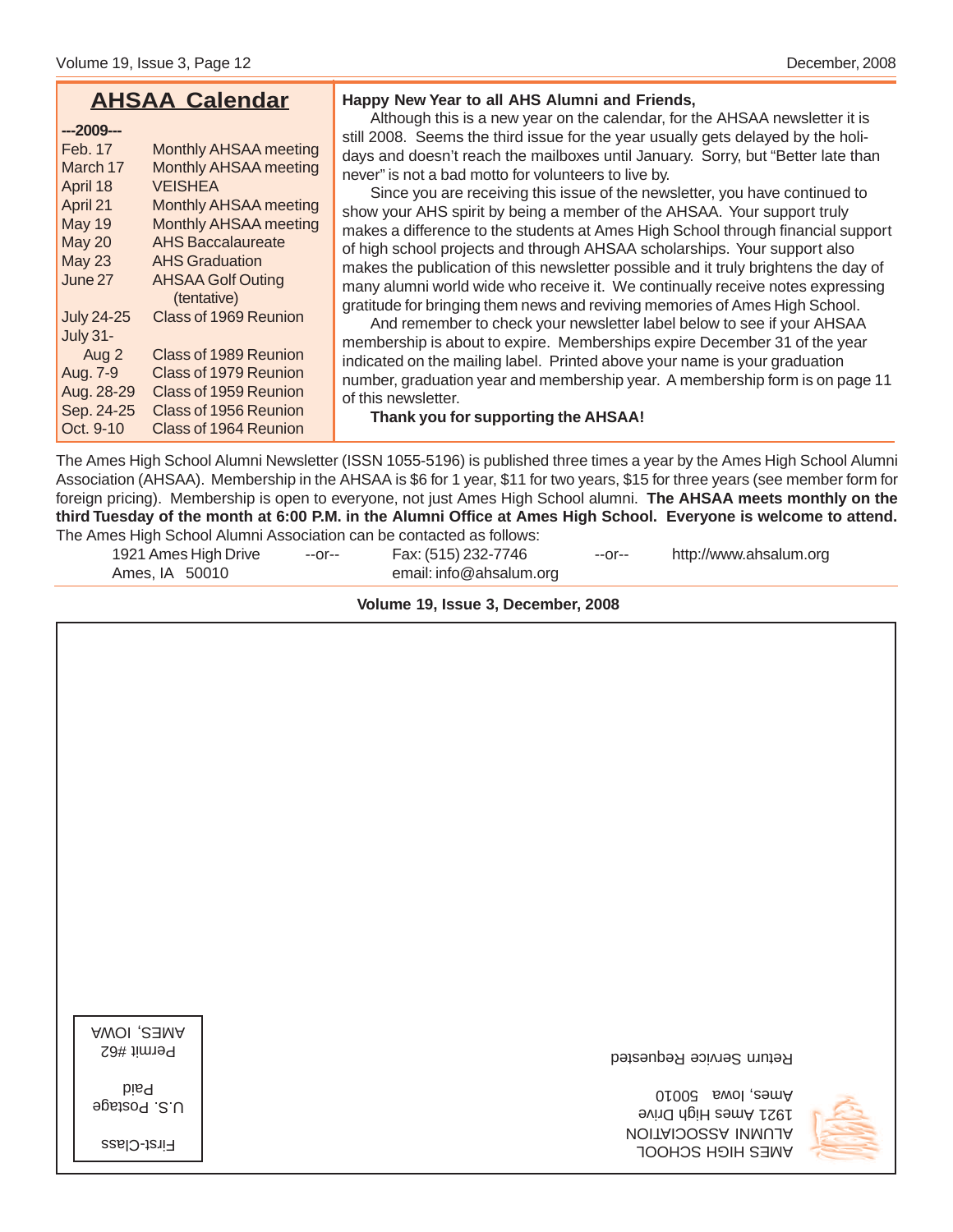## AHSAA Calendar

**---2009---**

| | |
|---|---|
| Feb. 17 | Monthly AHSAA meeting |
| March 17 | Monthly AHSAA meeting |
| April 18 | VEISHEA |
| April 21 | Monthly AHSAA meeting |
| May 19 | Monthly AHSAA meeting |
| May 20 | AHS Baccalaureate |
| May 23 | AHS Graduation |
| June 27 | AHSAA Golf Outing (tentative) |
| July 24-25 | Class of 1969 Reunion |
| July 31-Aug 2 | Class of 1989 Reunion |
| Aug. 7-9 | Class of 1979 Reunion |
| Aug. 28-29 | Class of 1959 Reunion |
| Sep. 24-25 | Class of 1956 Reunion |
| Oct. 9-10 | Class of 1964 Reunion |

**Happy New Year to all AHS Alumni and Friends,**

Although this is a new year on the calendar, for the AHSAA newsletter it is still 2008. Seems the third issue for the year usually gets delayed by the holidays and doesn't reach the mailboxes until January. Sorry, but "Better late than never" is not a bad motto for volunteers to live by.

Since you are receiving this issue of the newsletter, you have continued to show your AHS spirit by being a member of the AHSAA. Your support truly makes a difference to the students at Ames High School through financial support of high school projects and through AHSAA scholarships. Your support also makes the publication of this newsletter possible and it truly brightens the day of many alumni world wide who receive it. We continually receive notes expressing gratitude for bringing them news and reviving memories of Ames High School.

And remember to check your newsletter label below to see if your AHSAA membership is about to expire. Memberships expire December 31 of the year indicated on the mailing label. Printed above your name is your graduation number, graduation year and membership year. A membership form is on page 11 of this newsletter.

**Thank you for supporting the AHSAA!**

The Ames High School Alumni Newsletter (ISSN 1055-5196) is published three times a year by the Ames High School Alumni Association (AHSAA). Membership in the AHSAA is $6 for 1 year, $11 for two years, $15 for three years (see member form for foreign pricing). Membership is open to everyone, not just Ames High School alumni. **The AHSAA meets monthly on the third Tuesday of the month at 6:00 P.M. in the Alumni Office at Ames High School. Everyone is welcome to attend.**
The Ames High School Alumni Association can be contacted as follows:

1921 Ames High Drive
Ames, IA 50010
--or--
Fax: (515) 232-7746
email: info@ahsalum.org
--or--
http://www.ahsalum.org

**Volume 19, Issue 3, December, 2008**

AMES HIGH SCHOOL
ALUMNI ASSOCIATION
1921 Ames High Drive
Ames, Iowa 50010

Return Service Requested

First-Class
U.S. Postage
Paid
Permit #62
AMES, IOWA